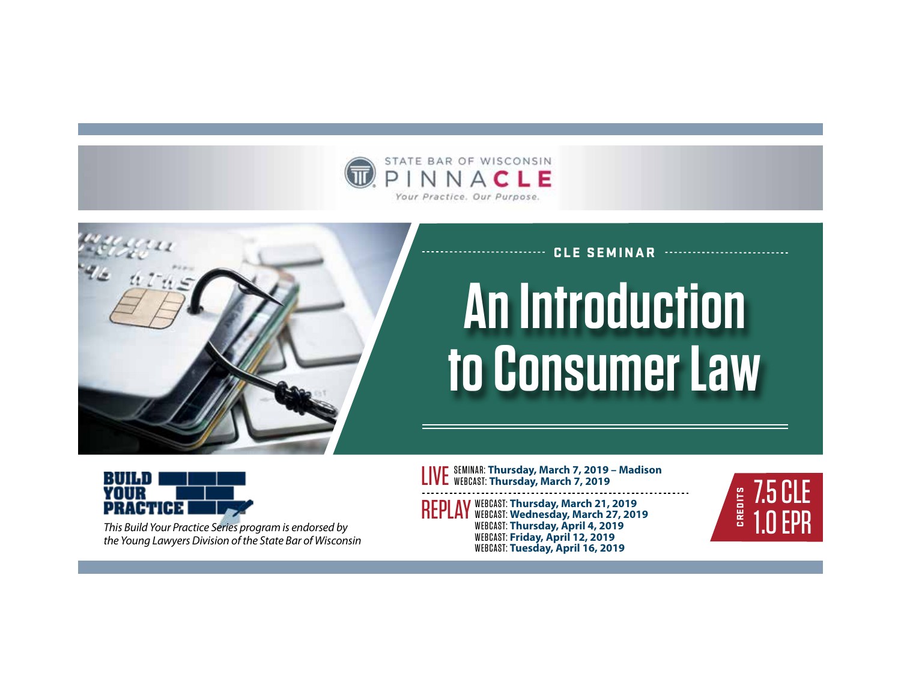STATE BAR OF WISCONSIN
PINNACLE
*Your Practice. Our Purpose.*

CLE SEMINAR

# An Introduction to Consumer Law

**BUILD YOUR PRACTICE**

*This Build Your Practice Series program is endorsed by the Young Lawyers Division of the State Bar of Wisconsin*

**LIVE**
SEMINAR: **Thursday, March 7, 2019 – Madison**
WEBCAST: **Thursday, March 7, 2019**

**REPLAY**
WEBCAST: **Thursday, March 21, 2019**
WEBCAST: **Wednesday, March 27, 2019**
WEBCAST: **Thursday, April 4, 2019**
WEBCAST: **Friday, April 12, 2019**
WEBCAST: **Tuesday, April 16, 2019**

CREDITS
7.5 CLE
1.0 EPR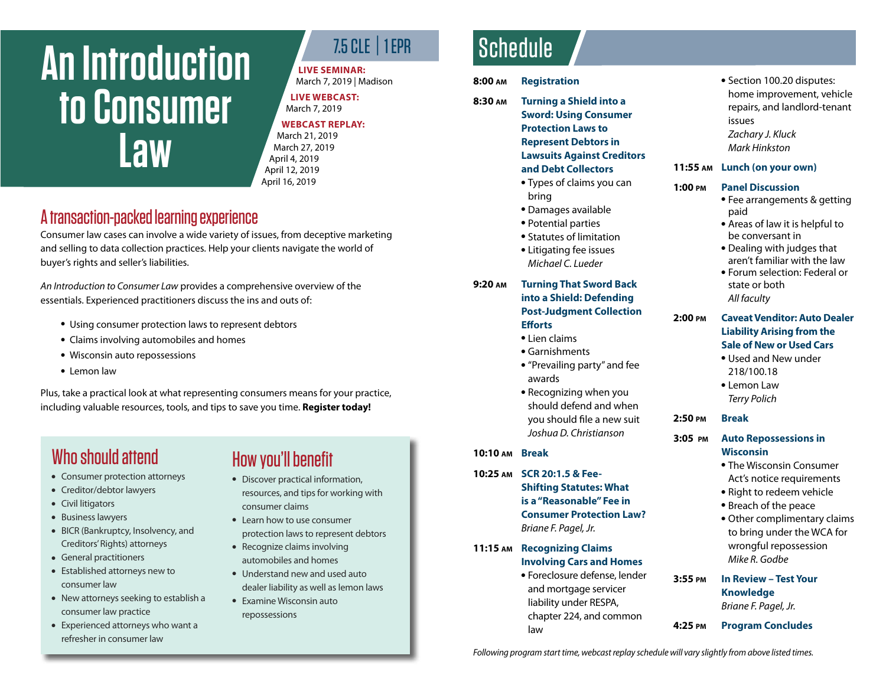# An Introduction to Consumer Law

7.5 CLE | 1 EPR

**LIVE SEMINAR:**
March 7, 2019 | Madison

**LIVE WEBCAST:**
March 7, 2019

**WEBCAST REPLAY:**
March 21, 2019
March 27, 2019
April 4, 2019
April 12, 2019
April 16, 2019

## A transaction-packed learning experience

Consumer law cases can involve a wide variety of issues, from deceptive marketing and selling to data collection practices. Help your clients navigate the world of buyer's rights and seller's liabilities.

*An Introduction to Consumer Law* provides a comprehensive overview of the essentials. Experienced practitioners discuss the ins and outs of:

- Using consumer protection laws to represent debtors
- Claims involving automobiles and homes
- Wisconsin auto repossessions
- Lemon law

Plus, take a practical look at what representing consumers means for your practice, including valuable resources, tools, and tips to save you time. **Register today!**

## Who should attend

- Consumer protection attorneys
- Creditor/debtor lawyers
- Civil litigators
- Business lawyers
- BICR (Bankruptcy, Insolvency, and Creditors' Rights) attorneys
- General practitioners
- Established attorneys new to consumer law
- New attorneys seeking to establish a consumer law practice
- Experienced attorneys who want a refresher in consumer law

## How you'll benefit

- Discover practical information, resources, and tips for working with consumer claims
- Learn how to use consumer protection laws to represent debtors
- Recognize claims involving automobiles and homes
- Understand new and used auto dealer liability as well as lemon laws
- Examine Wisconsin auto repossessions

# Schedule

**8:00 AM** **Registration**

**8:30 AM** **Turning a Shield into a Sword: Using Consumer Protection Laws to Represent Debtors in Lawsuits Against Creditors and Debt Collectors**
- Types of claims you can bring
- Damages available
- Potential parties
- Statutes of limitation
- Litigating fee issues

*Michael C. Lueder*

**9:20 AM** **Turning That Sword Back into a Shield: Defending Post-Judgment Collection Efforts**
- Lien claims
- Garnishments
- "Prevailing party" and fee awards
- Recognizing when you should defend and when you should file a new suit

*Joshua D. Christianson*

**10:10 AM** **Break**

**10:25 AM** **SCR 20:1.5 & Fee-Shifting Statutes: What is a "Reasonable" Fee in Consumer Protection Law?**
*Briane F. Pagel, Jr.*

**11:15 AM** **Recognizing Claims Involving Cars and Homes**
- Foreclosure defense, lender and mortgage servicer liability under RESPA, chapter 224, and common law
- Section 100.20 disputes: home improvement, vehicle repairs, and landlord-tenant issues

*Zachary J. Kluck*
*Mark Hinkston*

**11:55 AM** **Lunch (on your own)**

**1:00 PM** **Panel Discussion**
- Fee arrangements & getting paid
- Areas of law it is helpful to be conversant in
- Dealing with judges that aren't familiar with the law
- Forum selection: Federal or state or both

*All faculty*

**2:00 PM** **Caveat Venditor: Auto Dealer Liability Arising from the Sale of New or Used Cars**
- Used and New under 218/100.18
- Lemon Law

*Terry Polich*

**2:50 PM** **Break**

**3:05 PM** **Auto Repossessions in Wisconsin**
- The Wisconsin Consumer Act's notice requirements
- Right to redeem vehicle
- Breach of the peace
- Other complimentary claims to bring under the WCA for wrongful repossession

*Mike R. Godbe*

**3:55 PM** **In Review – Test Your Knowledge**
*Briane F. Pagel, Jr.*

**4:25 PM** **Program Concludes**

*Following program start time, webcast replay schedule will vary slightly from above listed times.*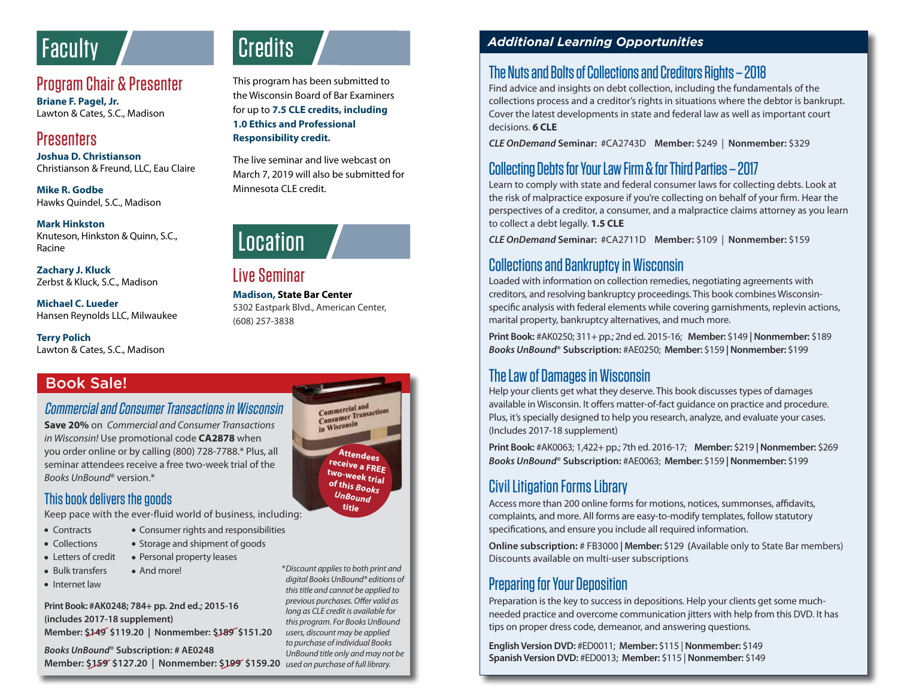# Faculty

## Program Chair & Presenter

**Briane F. Pagel, Jr.**
Lawton & Cates, S.C., Madison

## Presenters

**Joshua D. Christianson**
Christianson & Freund, LLC, Eau Claire

**Mike R. Godbe**
Hawks Quindel, S.C., Madison

**Mark Hinkston**
Knuteson, Hinkston & Quinn, S.C., Racine

**Zachary J. Kluck**
Zerbst & Kluck, S.C., Madison

**Michael C. Lueder**
Hansen Reynolds LLC, Milwaukee

**Terry Polich**
Lawton & Cates, S.C., Madison

# Credits

This program has been submitted to the Wisconsin Board of Bar Examiners for up to **7.5 CLE credits, including 1.0 Ethics and Professional Responsibility credit.**

The live seminar and live webcast on March 7, 2019 will also be submitted for Minnesota CLE credit.

# Location

## Live Seminar

**Madison, State Bar Center**
5302 Eastpark Blvd., American Center,
(608) 257-3838

# Book Sale!

## *Commercial and Consumer Transactions in Wisconsin*

**Save 20%** on *Commercial and Consumer Transactions in Wisconsin!* Use promotional code **CA2878** when you order online or by calling (800) 728-7788.* Plus, all seminar attendees receive a free two-week trial of the *Books UnBound*® version.*

Attendees receive a FREE two-week trial of this Books UnBound title

## This book delivers the goods

Keep pace with the ever-fluid world of business, including:

- Contracts
- Collections
- Letters of credit
- Bulk transfers
- Internet law
- Consumer rights and responsibilities
- Storage and shipment of goods
- Personal property leases
- And more!

**Print Book: #AK0248; 784+ pp. 2nd ed.; 2015-16 (includes 2017-18 supplement)**
**Member: ~~$149~~ $119.20 | Nonmember: ~~$189~~ $151.20**

***Books UnBound*® Subscription: # AE0248**
**Member: ~~$159~~ $127.20 | Nonmember: ~~$199~~ $159.20**

*\*Discount applies to both print and digital Books UnBound® editions of this title and cannot be applied to previous purchases. Offer valid as long as CLE credit is available for this program. For Books UnBound users, discount may be applied to purchase of individual Books UnBound title only and may not be used on purchase of full library.*

# *Additional Learning Opportunities*

## The Nuts and Bolts of Collections and Creditors Rights – 2018

Find advice and insights on debt collection, including the fundamentals of the collections process and a creditor's rights in situations where the debtor is bankrupt. Cover the latest developments in state and federal law as well as important court decisions. **6 CLE**

***CLE OnDemand* Seminar:** #CA2743D **Member:** $249 | **Nonmember:** $329

## Collecting Debts for Your Law Firm & for Third Parties – 2017

Learn to comply with state and federal consumer laws for collecting debts. Look at the risk of malpractice exposure if you're collecting on behalf of your firm. Hear the perspectives of a creditor, a consumer, and a malpractice claims attorney as you learn to collect a debt legally. **1.5 CLE**

***CLE OnDemand* Seminar:** #CA2711D **Member:** $109 | **Nonmember:** $159

## Collections and Bankruptcy in Wisconsin

Loaded with information on collection remedies, negotiating agreements with creditors, and resolving bankruptcy proceedings. This book combines Wisconsin-specific analysis with federal elements while covering garnishments, replevin actions, marital property, bankruptcy alternatives, and much more.

**Print Book:** #AK0250; 311+ pp.; 2nd ed. 2015-16; **Member:** $149 | **Nonmember:** $189
***Books UnBound*® Subscription:** #AE0250; **Member:** $159 | **Nonmember:** $199

## The Law of Damages in Wisconsin

Help your clients get what they deserve. This book discusses types of damages available in Wisconsin. It offers matter-of-fact guidance on practice and procedure. Plus, it's specially designed to help you research, analyze, and evaluate your cases. (Includes 2017-18 supplement)

**Print Book:** #AK0063; 1,422+ pp.; 7th ed. 2016-17; **Member:** $219 | **Nonmember:** $269
***Books UnBound*® Subscription:** #AE0063; **Member:** $159 | **Nonmember:** $199

## Civil Litigation Forms Library

Access more than 200 online forms for motions, notices, summonses, affidavits, complaints, and more. All forms are easy-to-modify templates, follow statutory specifications, and ensure you include all required information.

**Online subscription:** # FB3000 | **Member:** $129 (Available only to State Bar members)
Discounts available on multi-user subscriptions

## Preparing for Your Deposition

Preparation is the key to success in depositions. Help your clients get some much-needed practice and overcome communication jitters with help from this DVD. It has tips on proper dress code, demeanor, and answering questions.

**English Version DVD:** #ED0011; **Member:** $115 | **Nonmember:** $149
**Spanish Version DVD:** #ED0013; **Member:** $115 | **Nonmember:** $149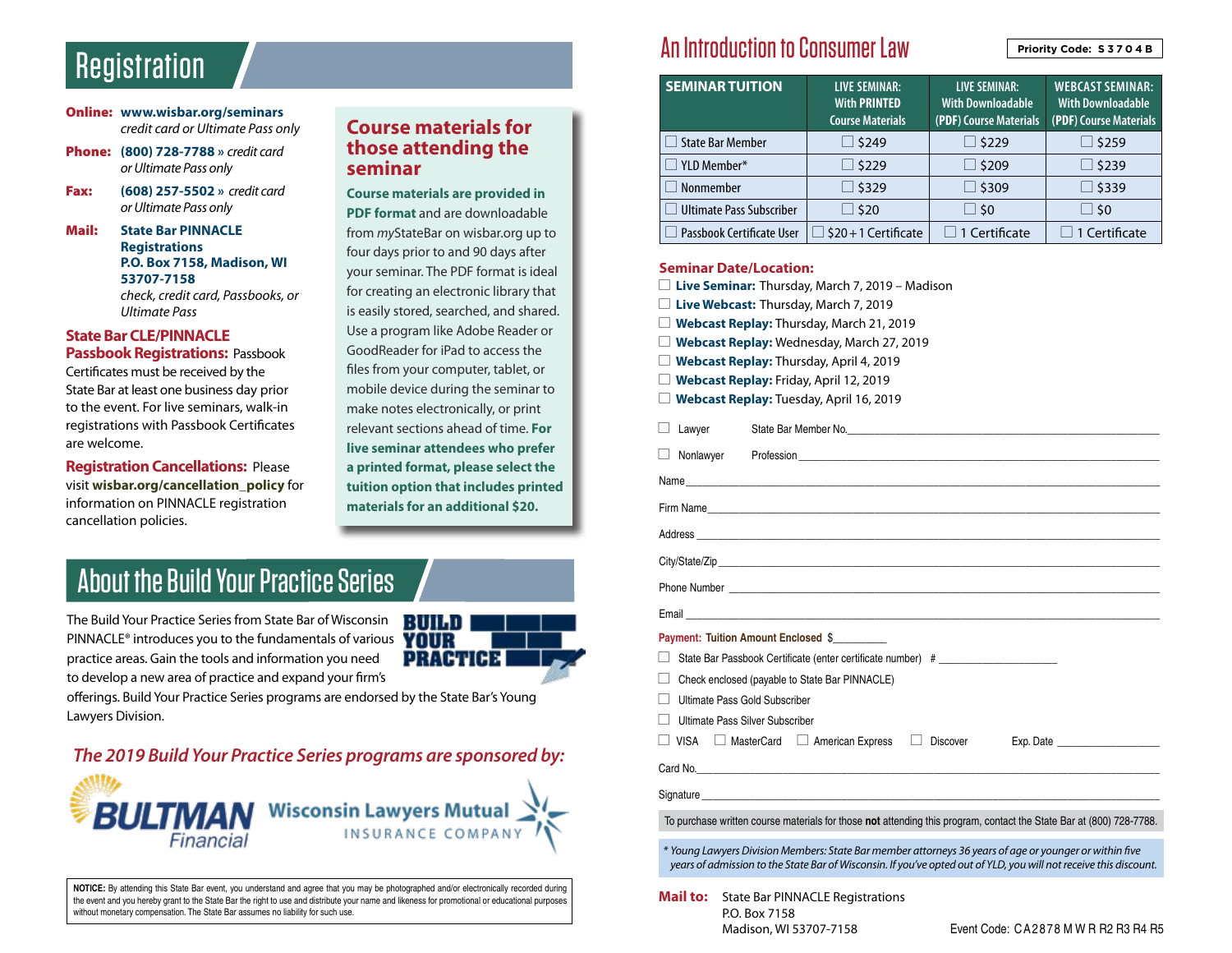# Registration

**Online:** **www.wisbar.org/seminars** *credit card or Ultimate Pass only*

**Phone:** **(800) 728-7788 »** *credit card or Ultimate Pass only*

**Fax:** **(608) 257-5502 »** *credit card or Ultimate Pass only*

**Mail:** **State Bar PINNACLE Registrations P.O. Box 7158, Madison, WI 53707-7158** *check, credit card, Passbooks, or Ultimate Pass*

**State Bar CLE/PINNACLE Passbook Registrations:** Passbook Certificates must be received by the State Bar at least one business day prior to the event. For live seminars, walk-in registrations with Passbook Certificates are welcome.

**Registration Cancellations:** Please visit **wisbar.org/cancellation_policy** for information on PINNACLE registration cancellation policies.

## Course materials for those attending the seminar

**Course materials are provided in PDF format** and are downloadable from *my*StateBar on wisbar.org up to four days prior to and 90 days after your seminar. The PDF format is ideal for creating an electronic library that is easily stored, searched, and shared. Use a program like Adobe Reader or GoodReader for iPad to access the files from your computer, tablet, or mobile device during the seminar to make notes electronically, or print relevant sections ahead of time. **For live seminar attendees who prefer a printed format, please select the tuition option that includes printed materials for an additional $20.**

# About the Build Your Practice Series

The Build Your Practice Series from State Bar of Wisconsin PINNACLE® introduces you to the fundamentals of various practice areas. Gain the tools and information you need to develop a new area of practice and expand your firm's offerings. Build Your Practice Series programs are endorsed by the State Bar's Young Lawyers Division.

BUILD YOUR PRACTICE

*The 2019 Build Your Practice Series programs are sponsored by:*

BULTMAN Financial

Wisconsin Lawyers Mutual INSURANCE COMPANY

**NOTICE:** By attending this State Bar event, you understand and agree that you may be photographed and/or electronically recorded during the event and you hereby grant to the State Bar the right to use and distribute your name and likeness for promotional or educational purposes without monetary compensation. The State Bar assumes no liability for such use.

# An Introduction to Consumer Law

**Priority Code: S3704B**

| SEMINAR TUITION | LIVE SEMINAR: With PRINTED Course Materials | LIVE SEMINAR: With Downloadable (PDF) Course Materials | WEBCAST SEMINAR: With Downloadable (PDF) Course Materials |
|---|---|---|---|
| ☐ State Bar Member | ☐ $249 | ☐ $229 | ☐ $259 |
| ☐ YLD Member* | ☐ $229 | ☐ $209 | ☐ $239 |
| ☐ Nonmember | ☐ $329 | ☐ $309 | ☐ $339 |
| ☐ Ultimate Pass Subscriber | ☐ $20 | ☐ $0 | ☐ $0 |
| ☐ Passbook Certificate User | ☐ $20 + 1 Certificate | ☐ 1 Certificate | ☐ 1 Certificate |

**Seminar Date/Location:**

- ☐ **Live Seminar:** Thursday, March 7, 2019 – Madison
- ☐ **Live Webcast:** Thursday, March 7, 2019
- ☐ **Webcast Replay:** Thursday, March 21, 2019
- ☐ **Webcast Replay:** Wednesday, March 27, 2019
- ☐ **Webcast Replay:** Thursday, April 4, 2019
- ☐ **Webcast Replay:** Friday, April 12, 2019
- ☐ **Webcast Replay:** Tuesday, April 16, 2019

☐ Lawyer State Bar Member No.____________________

☐ Nonlawyer Profession____________________

Name____________________

Firm Name____________________

Address____________________

City/State/Zip____________________

Phone Number____________________

Email____________________

**Payment: Tuition Amount Enclosed** $_________

☐ State Bar Passbook Certificate (enter certificate number) #____________________

☐ Check enclosed (payable to State Bar PINNACLE)

☐ Ultimate Pass Gold Subscriber

☐ Ultimate Pass Silver Subscriber

☐ VISA ☐ MasterCard ☐ American Express ☐ Discover Exp. Date ____________

Card No.____________________

Signature____________________

To purchase written course materials for those **not** attending this program, contact the State Bar at (800) 728-7788.

*\* Young Lawyers Division Members: State Bar member attorneys 36 years of age or younger or within five years of admission to the State Bar of Wisconsin. If you've opted out of YLD, you will not receive this discount.*

**Mail to:** State Bar PINNACLE Registrations
P.O. Box 7158
Madison, WI 53707-7158

Event Code: CA2878 M W R R2 R3 R4 R5